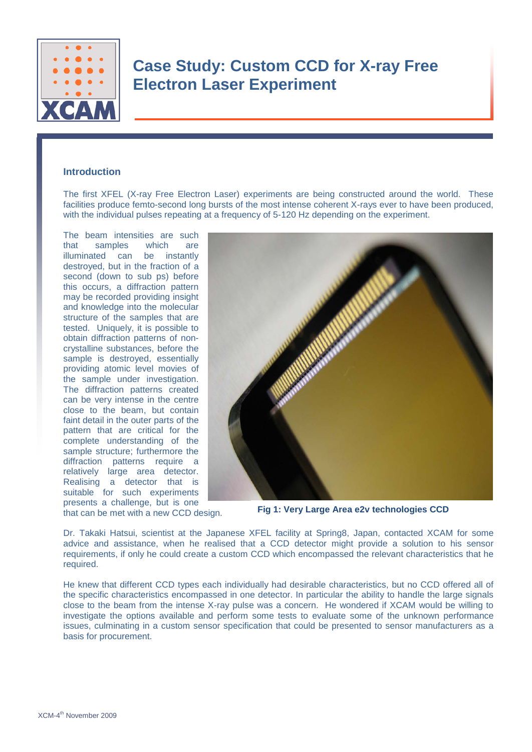# Case Study: Custom CCD for X-ray Free Electron Laser Experiment

## Introduction

The first XFEL (X-ray Free Electron Laser) experiments are being constructed around the world. These facilities produce femto-second long bursts of the most intense coherent X-rays ever to have been produced, with the individual pulses repeating at a frequency of 5-120 Hz depending on the experiment.

The beam intensities are such that samples which are illuminated can be instantly destroyed, but in the fraction of a second (down to sub ps) before this occurs, a diffraction pattern may be recorded providing insight and knowledge into the molecular structure of the samples that are tested. Uniquely, it is possible to obtain diffraction patterns of non-crystalline substances, before the sample is destroyed, essentially providing atomic level movies of the sample under investigation. The diffraction patterns created can be very intense in the centre close to the beam, but contain faint detail in the outer parts of the pattern that are critical for the complete understanding of the sample structure; furthermore the diffraction patterns require a relatively large area detector. Realising a detector that is suitable for such experiments presents a challenge, but is one that can be met with a new CCD design.

**Fig 1: Very Large Area e2v technologies CCD**

Dr. Takaki Hatsui, scientist at the Japanese XFEL facility at Spring8, Japan, contacted XCAM for some advice and assistance, when he realised that a CCD detector might provide a solution to his sensor requirements, if only he could create a custom CCD which encompassed the relevant characteristics that he required.

He knew that different CCD types each individually had desirable characteristics, but no CCD offered all of the specific characteristics encompassed in one detector. In particular the ability to handle the large signals close to the beam from the intense X-ray pulse was a concern. He wondered if XCAM would be willing to investigate the options available and perform some tests to evaluate some of the unknown performance issues, culminating in a custom sensor specification that could be presented to sensor manufacturers as a basis for procurement.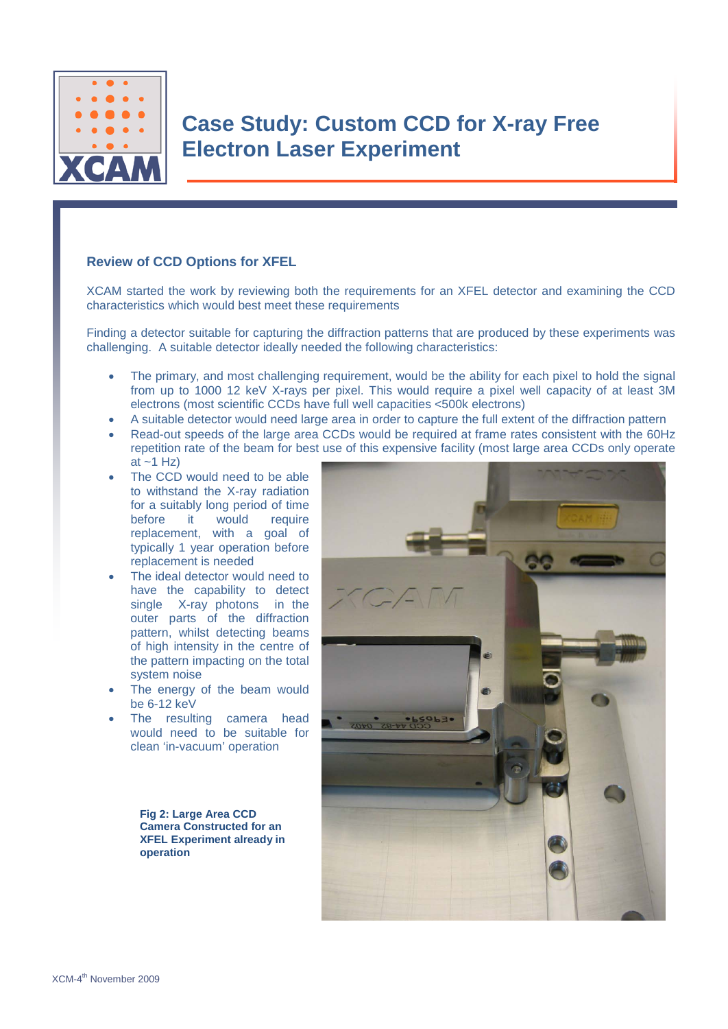# Case Study: Custom CCD for X-ray Free Electron Laser Experiment

## Review of CCD Options for XFEL

XCAM started the work by reviewing both the requirements for an XFEL detector and examining the CCD characteristics which would best meet these requirements

Finding a detector suitable for capturing the diffraction patterns that are produced by these experiments was challenging. A suitable detector ideally needed the following characteristics:

- The primary, and most challenging requirement, would be the ability for each pixel to hold the signal from up to 1000 12 keV X-rays per pixel. This would require a pixel well capacity of at least 3M electrons (most scientific CCDs have full well capacities <500k electrons)
- A suitable detector would need large area in order to capture the full extent of the diffraction pattern
- Read-out speeds of the large area CCDs would be required at frame rates consistent with the 60Hz repetition rate of the beam for best use of this expensive facility (most large area CCDs only operate at ~1 Hz)
- The CCD would need to be able to withstand the X-ray radiation for a suitably long period of time before it would require replacement, with a goal of typically 1 year operation before replacement is needed
- The ideal detector would need to have the capability to detect single X-ray photons in the outer parts of the diffraction pattern, whilst detecting beams of high intensity in the centre of the pattern impacting on the total system noise
- The energy of the beam would be 6-12 keV
- The resulting camera head would need to be suitable for clean 'in-vacuum' operation

**Fig 2: Large Area CCD Camera Constructed for an XFEL Experiment already in operation**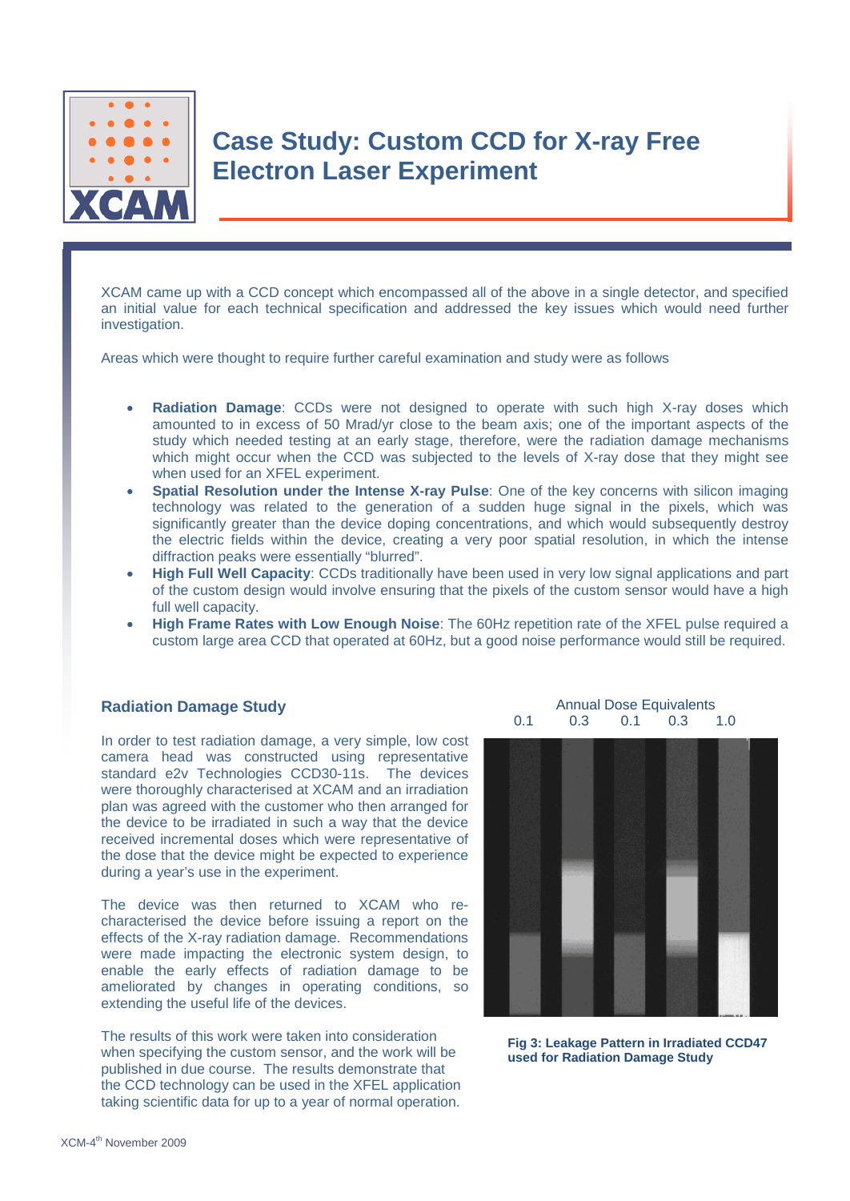# Case Study: Custom CCD for X-ray Free Electron Laser Experiment

XCAM came up with a CCD concept which encompassed all of the above in a single detector, and specified an initial value for each technical specification and addressed the key issues which would need further investigation.

Areas which were thought to require further careful examination and study were as follows

- **Radiation Damage**: CCDs were not designed to operate with such high X-ray doses which amounted to in excess of 50 Mrad/yr close to the beam axis; one of the important aspects of the study which needed testing at an early stage, therefore, were the radiation damage mechanisms which might occur when the CCD was subjected to the levels of X-ray dose that they might see when used for an XFEL experiment.
- **Spatial Resolution under the Intense X-ray Pulse**: One of the key concerns with silicon imaging technology was related to the generation of a sudden huge signal in the pixels, which was significantly greater than the device doping concentrations, and which would subsequently destroy the electric fields within the device, creating a very poor spatial resolution, in which the intense diffraction peaks were essentially "blurred".
- **High Full Well Capacity**: CCDs traditionally have been used in very low signal applications and part of the custom design would involve ensuring that the pixels of the custom sensor would have a high full well capacity.
- **High Frame Rates with Low Enough Noise**: The 60Hz repetition rate of the XFEL pulse required a custom large area CCD that operated at 60Hz, but a good noise performance would still be required.

## Radiation Damage Study

In order to test radiation damage, a very simple, low cost camera head was constructed using representative standard e2v Technologies CCD30-11s. The devices were thoroughly characterised at XCAM and an irradiation plan was agreed with the customer who then arranged for the device to be irradiated in such a way that the device received incremental doses which were representative of the dose that the device might be expected to experience during a year's use in the experiment.

The device was then returned to XCAM who re-characterised the device before issuing a report on the effects of the X-ray radiation damage. Recommendations were made impacting the electronic system design, to enable the early effects of radiation damage to be ameliorated by changes in operating conditions, so extending the useful life of the devices.

The results of this work were taken into consideration when specifying the custom sensor, and the work will be published in due course. The results demonstrate that the CCD technology can be used in the XFEL application taking scientific data for up to a year of normal operation.

Annual Dose Equivalents
0.1 0.3 0.1 0.3 1.0

Fig 3: Leakage Pattern in Irradiated CCD47 used for Radiation Damage Study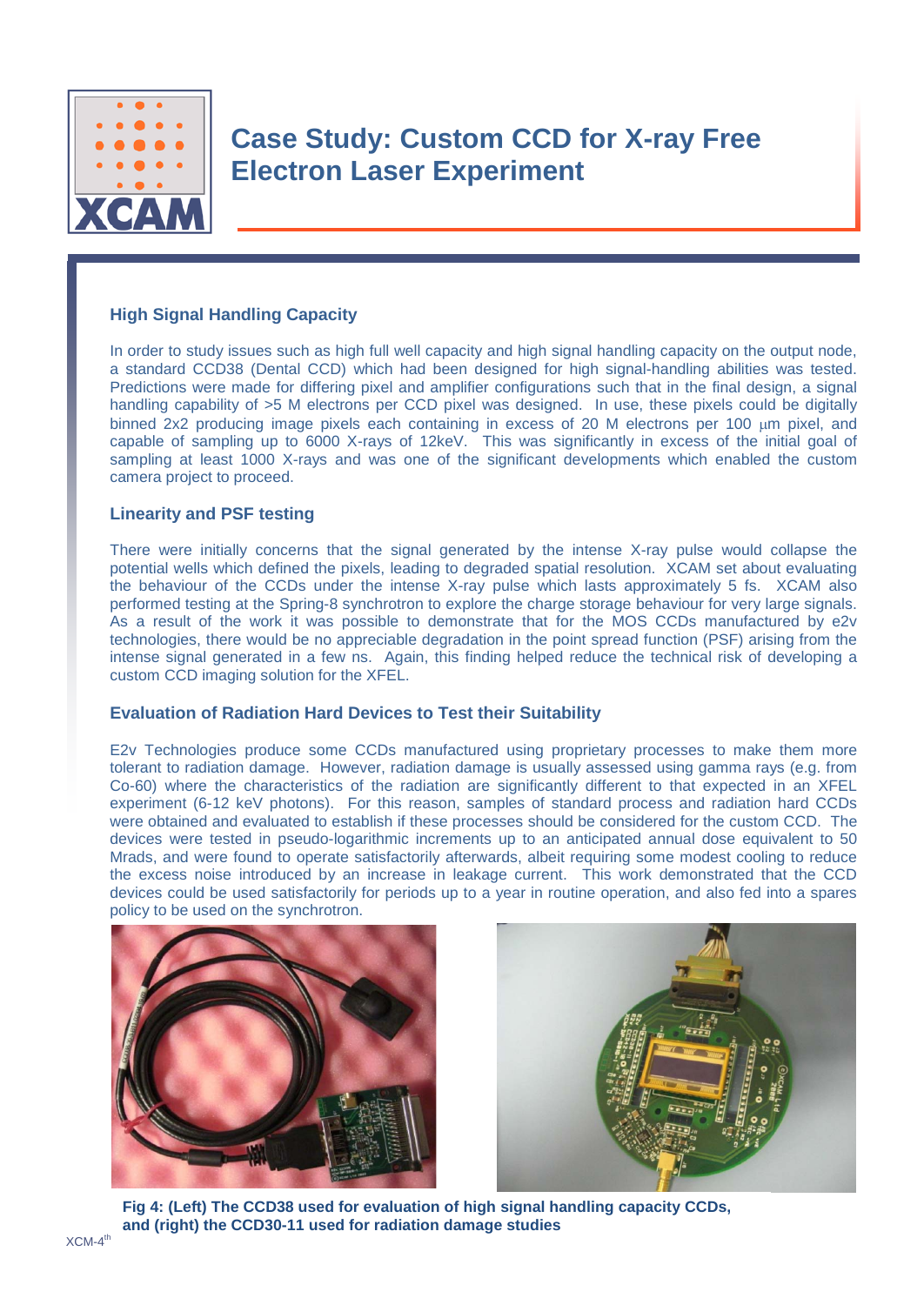# Case Study: Custom CCD for X-ray Free Electron Laser Experiment

## High Signal Handling Capacity

In order to study issues such as high full well capacity and high signal handling capacity on the output node, a standard CCD38 (Dental CCD) which had been designed for high signal-handling abilities was tested. Predictions were made for differing pixel and amplifier configurations such that in the final design, a signal handling capability of >5 M electrons per CCD pixel was designed. In use, these pixels could be digitally binned 2x2 producing image pixels each containing in excess of 20 M electrons per 100 μm pixel, and capable of sampling up to 6000 X-rays of 12keV. This was significantly in excess of the initial goal of sampling at least 1000 X-rays and was one of the significant developments which enabled the custom camera project to proceed.

## Linearity and PSF testing

There were initially concerns that the signal generated by the intense X-ray pulse would collapse the potential wells which defined the pixels, leading to degraded spatial resolution. XCAM set about evaluating the behaviour of the CCDs under the intense X-ray pulse which lasts approximately 5 fs. XCAM also performed testing at the Spring-8 synchrotron to explore the charge storage behaviour for very large signals. As a result of the work it was possible to demonstrate that for the MOS CCDs manufactured by e2v technologies, there would be no appreciable degradation in the point spread function (PSF) arising from the intense signal generated in a few ns. Again, this finding helped reduce the technical risk of developing a custom CCD imaging solution for the XFEL.

## Evaluation of Radiation Hard Devices to Test their Suitability

E2v Technologies produce some CCDs manufactured using proprietary processes to make them more tolerant to radiation damage. However, radiation damage is usually assessed using gamma rays (e.g. from Co-60) where the characteristics of the radiation are significantly different to that expected in an XFEL experiment (6-12 keV photons). For this reason, samples of standard process and radiation hard CCDs were obtained and evaluated to establish if these processes should be considered for the custom CCD. The devices were tested in pseudo-logarithmic increments up to an anticipated annual dose equivalent to 50 Mrads, and were found to operate satisfactorily afterwards, albeit requiring some modest cooling to reduce the excess noise introduced by an increase in leakage current. This work demonstrated that the CCD devices could be used satisfactorily for periods up to a year in routine operation, and also fed into a spares policy to be used on the synchrotron.

**Fig 4: (Left) The CCD38 used for evaluation of high signal handling capacity CCDs, and (right) the CCD30-11 used for radiation damage studies**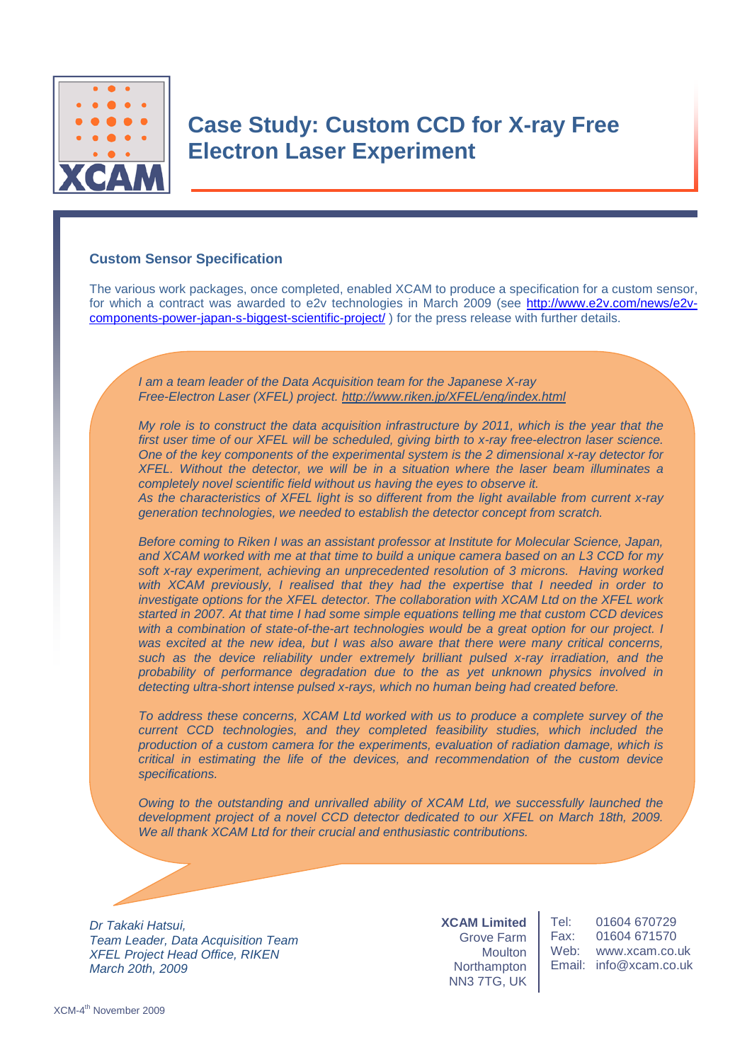# Case Study: Custom CCD for X-ray Free Electron Laser Experiment

### Custom Sensor Specification

The various work packages, once completed, enabled XCAM to produce a specification for a custom sensor, for which a contract was awarded to e2v technologies in March 2009 (see [http://www.e2v.com/news/e2v-components-power-japan-s-biggest-scientific-project/](http://www.e2v.com/news/e2v-components-power-japan-s-biggest-scientific-project/) ) for the press release with further details.

*I am a team leader of the Data Acquisition team for the Japanese X-ray Free-Electron Laser (XFEL) project. [http://www.riken.jp/XFEL/eng/index.html](http://www.riken.jp/XFEL/eng/index.html)*

*My role is to construct the data acquisition infrastructure by 2011, which is the year that the first user time of our XFEL will be scheduled, giving birth to x-ray free-electron laser science. One of the key components of the experimental system is the 2 dimensional x-ray detector for XFEL. Without the detector, we will be in a situation where the laser beam illuminates a completely novel scientific field without us having the eyes to observe it.*
*As the characteristics of XFEL light is so different from the light available from current x-ray generation technologies, we needed to establish the detector concept from scratch.*

*Before coming to Riken I was an assistant professor at Institute for Molecular Science, Japan, and XCAM worked with me at that time to build a unique camera based on an L3 CCD for my soft x-ray experiment, achieving an unprecedented resolution of 3 microns. Having worked with XCAM previously, I realised that they had the expertise that I needed in order to investigate options for the XFEL detector. The collaboration with XCAM Ltd on the XFEL work started in 2007. At that time I had some simple equations telling me that custom CCD devices with a combination of state-of-the-art technologies would be a great option for our project. I was excited at the new idea, but I was also aware that there were many critical concerns, such as the device reliability under extremely brilliant pulsed x-ray irradiation, and the probability of performance degradation due to the as yet unknown physics involved in detecting ultra-short intense pulsed x-rays, which no human being had created before.*

*To address these concerns, XCAM Ltd worked with us to produce a complete survey of the current CCD technologies, and they completed feasibility studies, which included the production of a custom camera for the experiments, evaluation of radiation damage, which is critical in estimating the life of the devices, and recommendation of the custom device specifications.*

*Owing to the outstanding and unrivalled ability of XCAM Ltd, we successfully launched the development project of a novel CCD detector dedicated to our XFEL on March 18th, 2009. We all thank XCAM Ltd for their crucial and enthusiastic contributions.*

*Dr Takaki Hatsui,*
*Team Leader, Data Acquisition Team*
*XFEL Project Head Office, RIKEN*
*March 20th, 2009*

**XCAM Limited**
Grove Farm
Moulton
Northampton
NN3 7TG, UK

Tel: 01604 670729
Fax: 01604 671570
Web: www.xcam.co.uk
Email: info@xcam.co.uk

XCM-4th November 2009